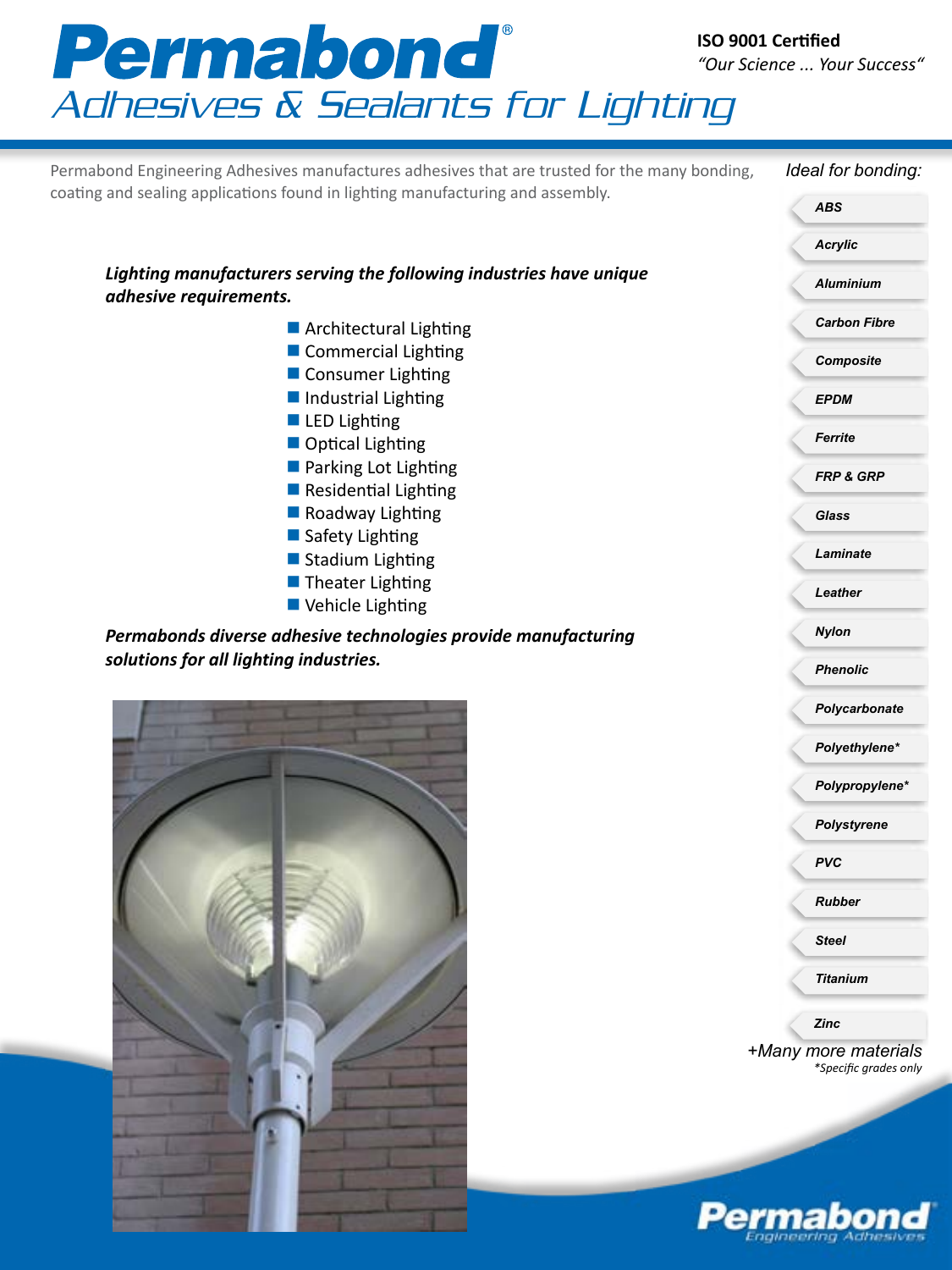# Permabond®

## Adhesives & Sealants for Lighting

**ISO 9001 Certified**
*"Our Science ... Your Success"*

Permabond Engineering Adhesives manufactures adhesives that are trusted for the many bonding, coating and sealing applications found in lighting manufacturing and assembly.

***Lighting manufacturers serving the following industries have unique adhesive requirements.***

- Architectural Lighting
- Commercial Lighting
- Consumer Lighting
- Industrial Lighting
- LED Lighting
- Optical Lighting
- Parking Lot Lighting
- Residential Lighting
- Roadway Lighting
- Safety Lighting
- Stadium Lighting
- Theater Lighting
- Vehicle Lighting

***Permabonds diverse adhesive technologies provide manufacturing solutions for all lighting industries.***

*Ideal for bonding:*

- ***ABS***
- ***Acrylic***
- ***Aluminium***
- ***Carbon Fibre***
- ***Composite***
- ***EPDM***
- ***Ferrite***
- ***FRP & GRP***
- ***Glass***
- ***Laminate***
- ***Leather***
- ***Nylon***
- ***Phenolic***
- ***Polycarbonate***
- ***Polyethylene****
- ***Polypropylene****
- ***Polystyrene***
- ***PVC***
- ***Rubber***
- ***Steel***
- ***Titanium***
- ***Zinc***

*+Many more materials*

**Specific grades only*

Permabond Engineering Adhesives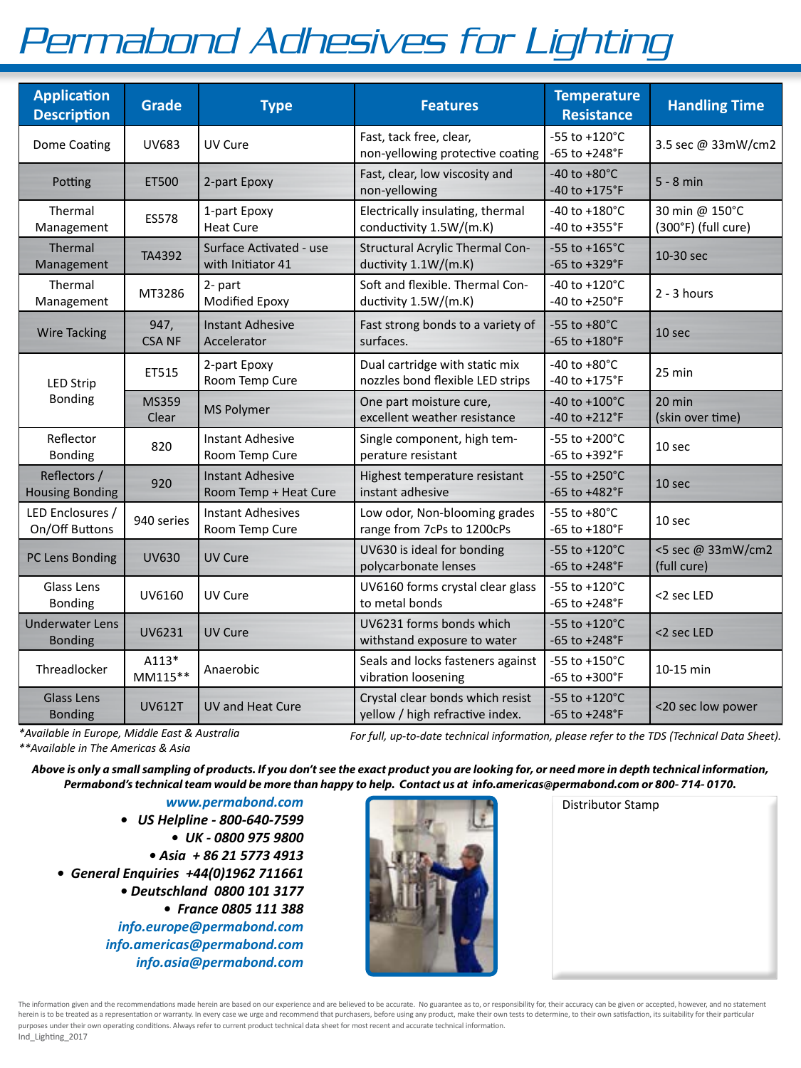# Permabond Adhesives for Lighting

| Application Description | Grade | Type | Features | Temperature Resistance | Handling Time |
|---|---|---|---|---|---|
| Dome Coating | UV683 | UV Cure | Fast, tack free, clear, non-yellowing protective coating | -55 to +120°C -65 to +248°F | 3.5 sec @ 33mW/cm2 |
| Potting | ET500 | 2-part Epoxy | Fast, clear, low viscosity and non-yellowing | -40 to +80°C -40 to +175°F | 5 - 8 min |
| Thermal Management | ES578 | 1-part Epoxy Heat Cure | Electrically insulating, thermal conductivity 1.5W/(m.K) | -40 to +180°C -40 to +355°F | 30 min @ 150°C (300°F) (full cure) |
| Thermal Management | TA4392 | Surface Activated - use with Initiator 41 | Structural Acrylic Thermal Conductivity 1.1W/(m.K) | -55 to +165°C -65 to +329°F | 10-30 sec |
| Thermal Management | MT3286 | 2- part Modified Epoxy | Soft and flexible. Thermal Conductivity 1.5W/(m.K) | -40 to +120°C -40 to +250°F | 2 - 3 hours |
| Wire Tacking | 947, CSA NF | Instant Adhesive Accelerator | Fast strong bonds to a variety of surfaces. | -55 to +80°C -65 to +180°F | 10 sec |
| LED Strip Bonding | ET515 | 2-part Epoxy Room Temp Cure | Dual cartridge with static mix nozzles bond flexible LED strips | -40 to +80°C -40 to +175°F | 25 min |
| | MS359 Clear | MS Polymer | One part moisture cure, excellent weather resistance | -40 to +100°C -40 to +212°F | 20 min (skin over time) |
| Reflector Bonding | 820 | Instant Adhesive Room Temp Cure | Single component, high temperature resistant | -55 to +200°C -65 to +392°F | 10 sec |
| Reflectors / Housing Bonding | 920 | Instant Adhesive Room Temp + Heat Cure | Highest temperature resistant instant adhesive | -55 to +250°C -65 to +482°F | 10 sec |
| LED Enclosures / On/Off Buttons | 940 series | Instant Adhesives Room Temp Cure | Low odor, Non-blooming grades range from 7cPs to 1200cPs | -55 to +80°C -65 to +180°F | 10 sec |
| PC Lens Bonding | UV630 | UV Cure | UV630 is ideal for bonding polycarbonate lenses | -55 to +120°C -65 to +248°F | <5 sec @ 33mW/cm2 (full cure) |
| Glass Lens Bonding | UV6160 | UV Cure | UV6160 forms crystal clear glass to metal bonds | -55 to +120°C -65 to +248°F | <2 sec LED |
| Underwater Lens Bonding | UV6231 | UV Cure | UV6231 forms bonds which withstand exposure to water | -55 to +120°C -65 to +248°F | <2 sec LED |
| Threadlocker | A113* MM115** | Anaerobic | Seals and locks fasteners against vibration loosening | -55 to +150°C -65 to +300°F | 10-15 min |
| Glass Lens Bonding | UV612T | UV and Heat Cure | Crystal clear bonds which resist yellow / high refractive index. | -55 to +120°C -65 to +248°F | <20 sec low power |

*Available in Europe, Middle East & Australia
**Available in The Americas & Asia

*For full, up-to-date technical information, please refer to the TDS (Technical Data Sheet).*

***Above is only a small sampling of products. If you don't see the exact product you are looking for, or need more in depth technical information, Permabond's technical team would be more than happy to help. Contact us at info.americas@permabond.com or 800- 714- 0170.***

***www.permabond.com***
- ***US Helpline - 800-640-7599***
- ***UK - 0800 975 9800***
- ***Asia + 86 21 5773 4913***
- ***General Enquiries +44(0)1962 711661***
- ***Deutschland 0800 101 3177***
- ***France 0805 111 388***

***info.europe@permabond.com***
***info.americas@permabond.com***
***info.asia@permabond.com***

Distributor Stamp

The information given and the recommendations made herein are based on our experience and are believed to be accurate. No guarantee as to, or responsibility for, their accuracy can be given or accepted, however, and no statement herein is to be treated as a representation or warranty. In every case we urge and recommend that purchasers, before using any product, make their own tests to determine, to their own satisfaction, its suitability for their particular purposes under their own operating conditions. Always refer to current product technical data sheet for most recent and accurate technical information.
Ind_Lighting_2017